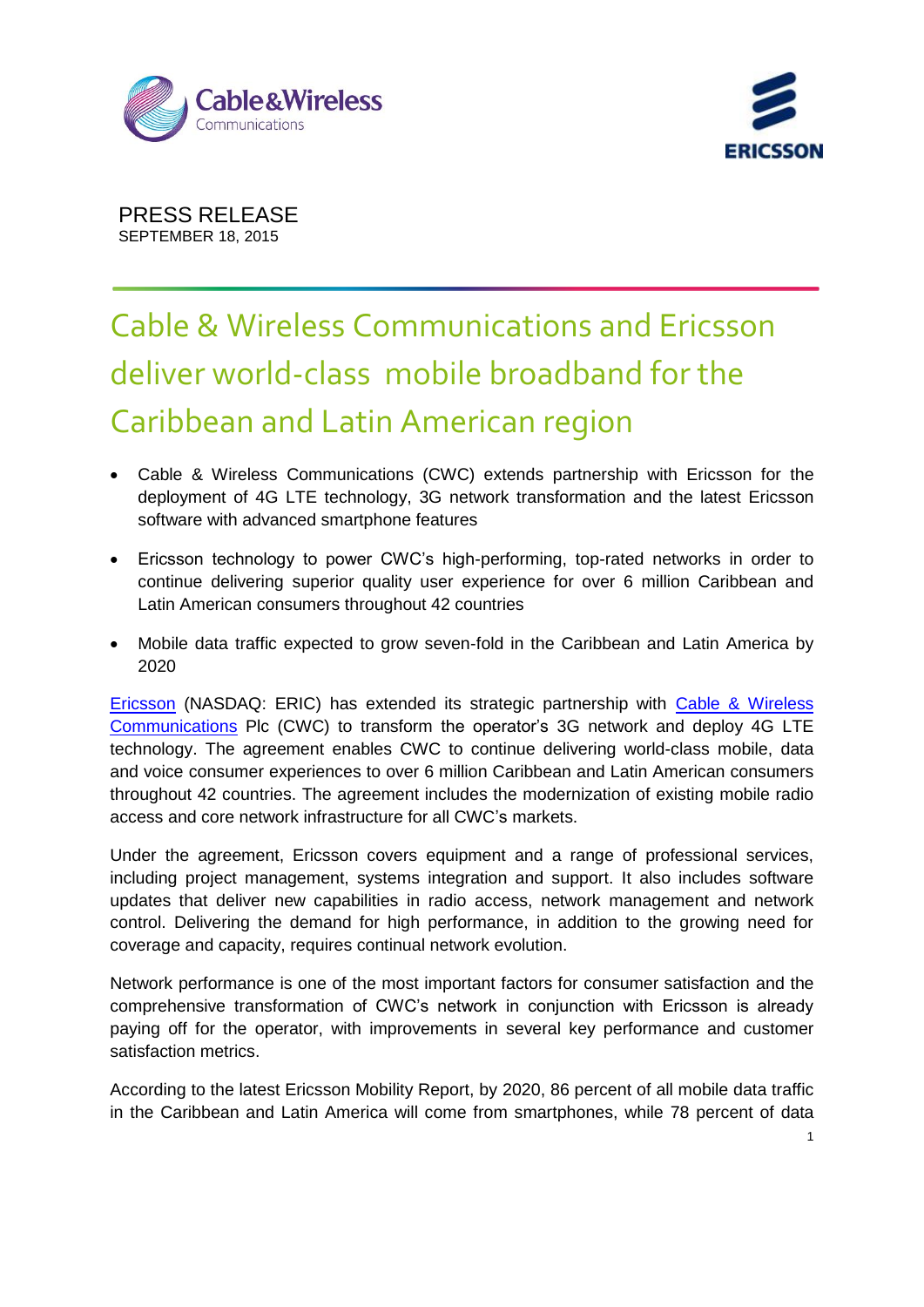PRESS RELEASE
SEPTEMBER 18, 2015

# Cable & Wireless Communications and Ericsson deliver world-class mobile broadband for the Caribbean and Latin American region

- Cable & Wireless Communications (CWC) extends partnership with Ericsson for the deployment of 4G LTE technology, 3G network transformation and the latest Ericsson software with advanced smartphone features
- Ericsson technology to power CWC's high-performing, top-rated networks in order to continue delivering superior quality user experience for over 6 million Caribbean and Latin American consumers throughout 42 countries
- Mobile data traffic expected to grow seven-fold in the Caribbean and Latin America by 2020

Ericsson (NASDAQ: ERIC) has extended its strategic partnership with Cable & Wireless Communications Plc (CWC) to transform the operator's 3G network and deploy 4G LTE technology. The agreement enables CWC to continue delivering world-class mobile, data and voice consumer experiences to over 6 million Caribbean and Latin American consumers throughout 42 countries. The agreement includes the modernization of existing mobile radio access and core network infrastructure for all CWC's markets.

Under the agreement, Ericsson covers equipment and a range of professional services, including project management, systems integration and support. It also includes software updates that deliver new capabilities in radio access, network management and network control. Delivering the demand for high performance, in addition to the growing need for coverage and capacity, requires continual network evolution.

Network performance is one of the most important factors for consumer satisfaction and the comprehensive transformation of CWC's network in conjunction with Ericsson is already paying off for the operator, with improvements in several key performance and customer satisfaction metrics.

According to the latest Ericsson Mobility Report, by 2020, 86 percent of all mobile data traffic in the Caribbean and Latin America will come from smartphones, while 78 percent of data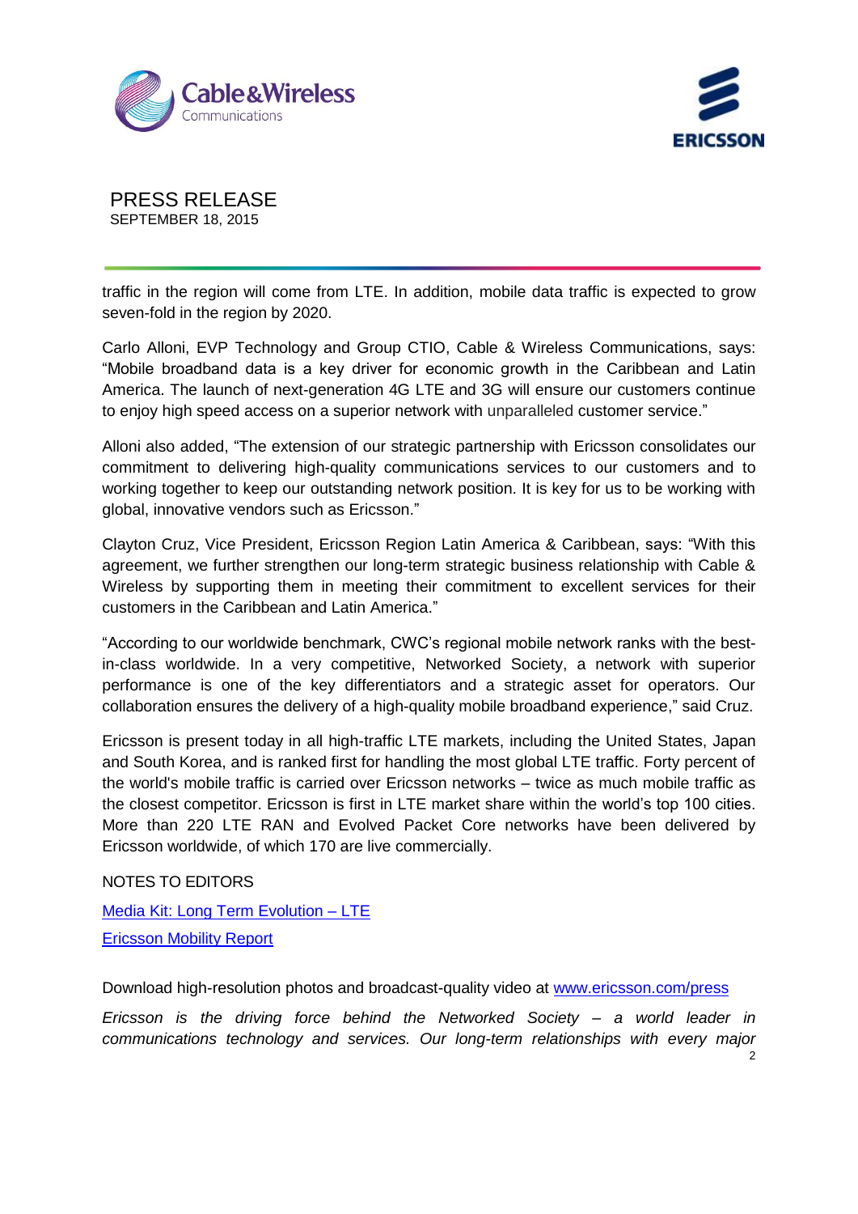traffic in the region will come from LTE. In addition, mobile data traffic is expected to grow seven-fold in the region by 2020.

Carlo Alloni, EVP Technology and Group CTIO, Cable & Wireless Communications, says: "Mobile broadband data is a key driver for economic growth in the Caribbean and Latin America. The launch of next-generation 4G LTE and 3G will ensure our customers continue to enjoy high speed access on a superior network with unparalleled customer service."

Alloni also added, "The extension of our strategic partnership with Ericsson consolidates our commitment to delivering high-quality communications services to our customers and to working together to keep our outstanding network position. It is key for us to be working with global, innovative vendors such as Ericsson."

Clayton Cruz, Vice President, Ericsson Region Latin America & Caribbean, says: "With this agreement, we further strengthen our long-term strategic business relationship with Cable & Wireless by supporting them in meeting their commitment to excellent services for their customers in the Caribbean and Latin America."

"According to our worldwide benchmark, CWC's regional mobile network ranks with the best-in-class worldwide. In a very competitive, Networked Society, a network with superior performance is one of the key differentiators and a strategic asset for operators. Our collaboration ensures the delivery of a high-quality mobile broadband experience," said Cruz.

Ericsson is present today in all high-traffic LTE markets, including the United States, Japan and South Korea, and is ranked first for handling the most global LTE traffic. Forty percent of the world's mobile traffic is carried over Ericsson networks – twice as much mobile traffic as the closest competitor. Ericsson is first in LTE market share within the world's top 100 cities. More than 220 LTE RAN and Evolved Packet Core networks have been delivered by Ericsson worldwide, of which 170 are live commercially.

NOTES TO EDITORS

Media Kit: Long Term Evolution – LTE

Ericsson Mobility Report

Download high-resolution photos and broadcast-quality video at www.ericsson.com/press

*Ericsson is the driving force behind the Networked Society – a world leader in communications technology and services. Our long-term relationships with every major*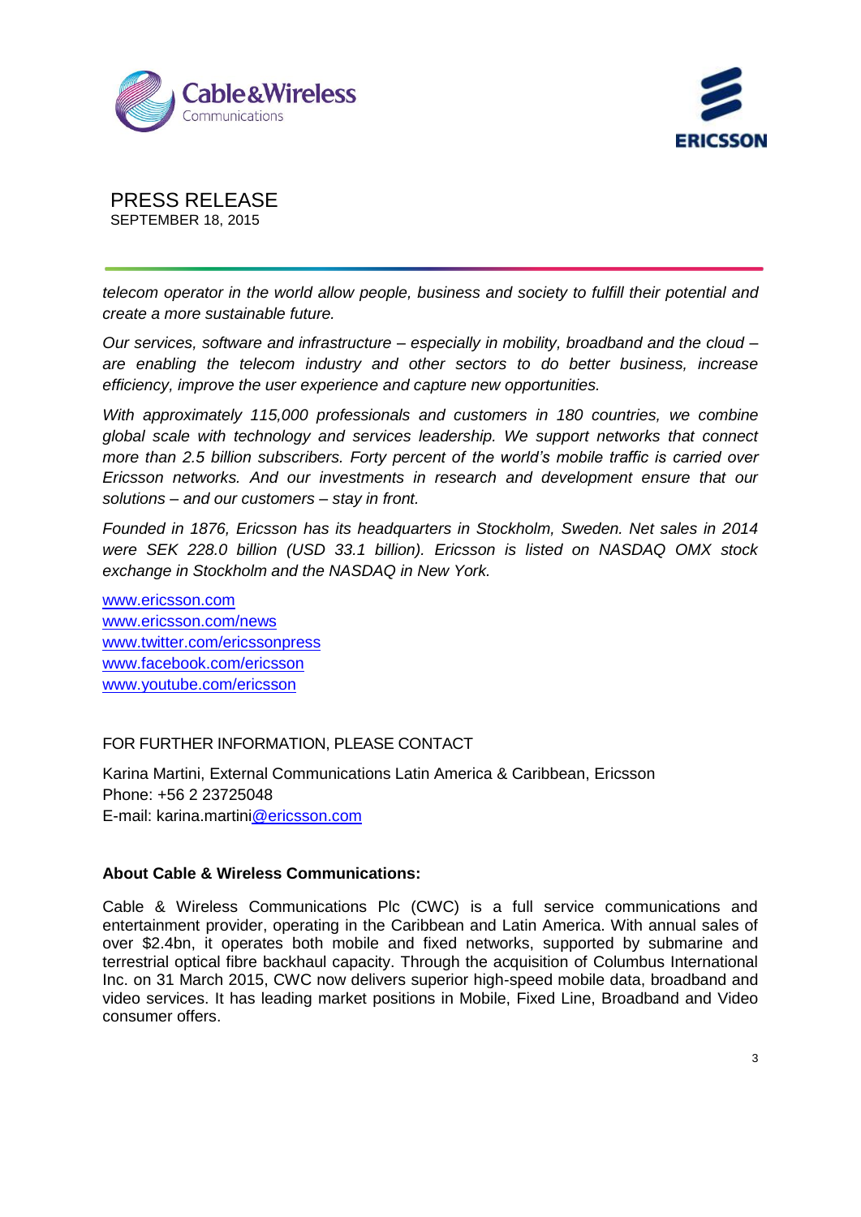*telecom operator in the world allow people, business and society to fulfill their potential and create a more sustainable future.*

*Our services, software and infrastructure – especially in mobility, broadband and the cloud – are enabling the telecom industry and other sectors to do better business, increase efficiency, improve the user experience and capture new opportunities.*

*With approximately 115,000 professionals and customers in 180 countries, we combine global scale with technology and services leadership. We support networks that connect more than 2.5 billion subscribers. Forty percent of the world's mobile traffic is carried over Ericsson networks. And our investments in research and development ensure that our solutions – and our customers – stay in front.*

*Founded in 1876, Ericsson has its headquarters in Stockholm, Sweden. Net sales in 2014 were SEK 228.0 billion (USD 33.1 billion). Ericsson is listed on NASDAQ OMX stock exchange in Stockholm and the NASDAQ in New York.*

[www.ericsson.com](http://www.ericsson.com)
[www.ericsson.com/news](http://www.ericsson.com/news)
[www.twitter.com/ericssonpress](http://www.twitter.com/ericssonpress)
[www.facebook.com/ericsson](http://www.facebook.com/ericsson)
[www.youtube.com/ericsson](http://www.youtube.com/ericsson)

FOR FURTHER INFORMATION, PLEASE CONTACT

Karina Martini, External Communications Latin America & Caribbean, Ericsson
Phone: +56 2 23725048
E-mail: karina.martini@ericsson.com

**About Cable & Wireless Communications:**

Cable & Wireless Communications Plc (CWC) is a full service communications and entertainment provider, operating in the Caribbean and Latin America. With annual sales of over $2.4bn, it operates both mobile and fixed networks, supported by submarine and terrestrial optical fibre backhaul capacity. Through the acquisition of Columbus International Inc. on 31 March 2015, CWC now delivers superior high-speed mobile data, broadband and video services. It has leading market positions in Mobile, Fixed Line, Broadband and Video consumer offers.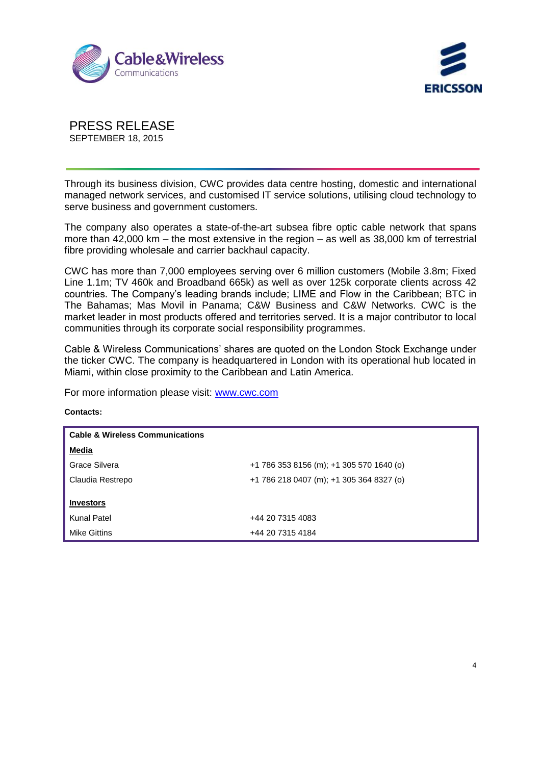PRESS RELEASE
SEPTEMBER 18, 2015

Through its business division, CWC provides data centre hosting, domestic and international managed network services, and customised IT service solutions, utilising cloud technology to serve business and government customers.

The company also operates a state-of-the-art subsea fibre optic cable network that spans more than 42,000 km – the most extensive in the region – as well as 38,000 km of terrestrial fibre providing wholesale and carrier backhaul capacity.

CWC has more than 7,000 employees serving over 6 million customers (Mobile 3.8m; Fixed Line 1.1m; TV 460k and Broadband 665k) as well as over 125k corporate clients across 42 countries. The Company's leading brands include; LIME and Flow in the Caribbean; BTC in The Bahamas; Mas Movil in Panama; C&W Business and C&W Networks. CWC is the market leader in most products offered and territories served. It is a major contributor to local communities through its corporate social responsibility programmes.

Cable & Wireless Communications' shares are quoted on the London Stock Exchange under the ticker CWC. The company is headquartered in London with its operational hub located in Miami, within close proximity to the Caribbean and Latin America.

For more information please visit: [www.cwc.com](http://www.cwc.com)

**Contacts:**

| | |
|---|---|
| **Cable & Wireless Communications** | |
| **Media** | |
| Grace Silvera | +1 786 353 8156 (m); +1 305 570 1640 (o) |
| Claudia Restrepo | +1 786 218 0407 (m); +1 305 364 8327 (o) |
| **Investors** | |
| Kunal Patel | +44 20 7315 4083 |
| Mike Gittins | +44 20 7315 4184 |